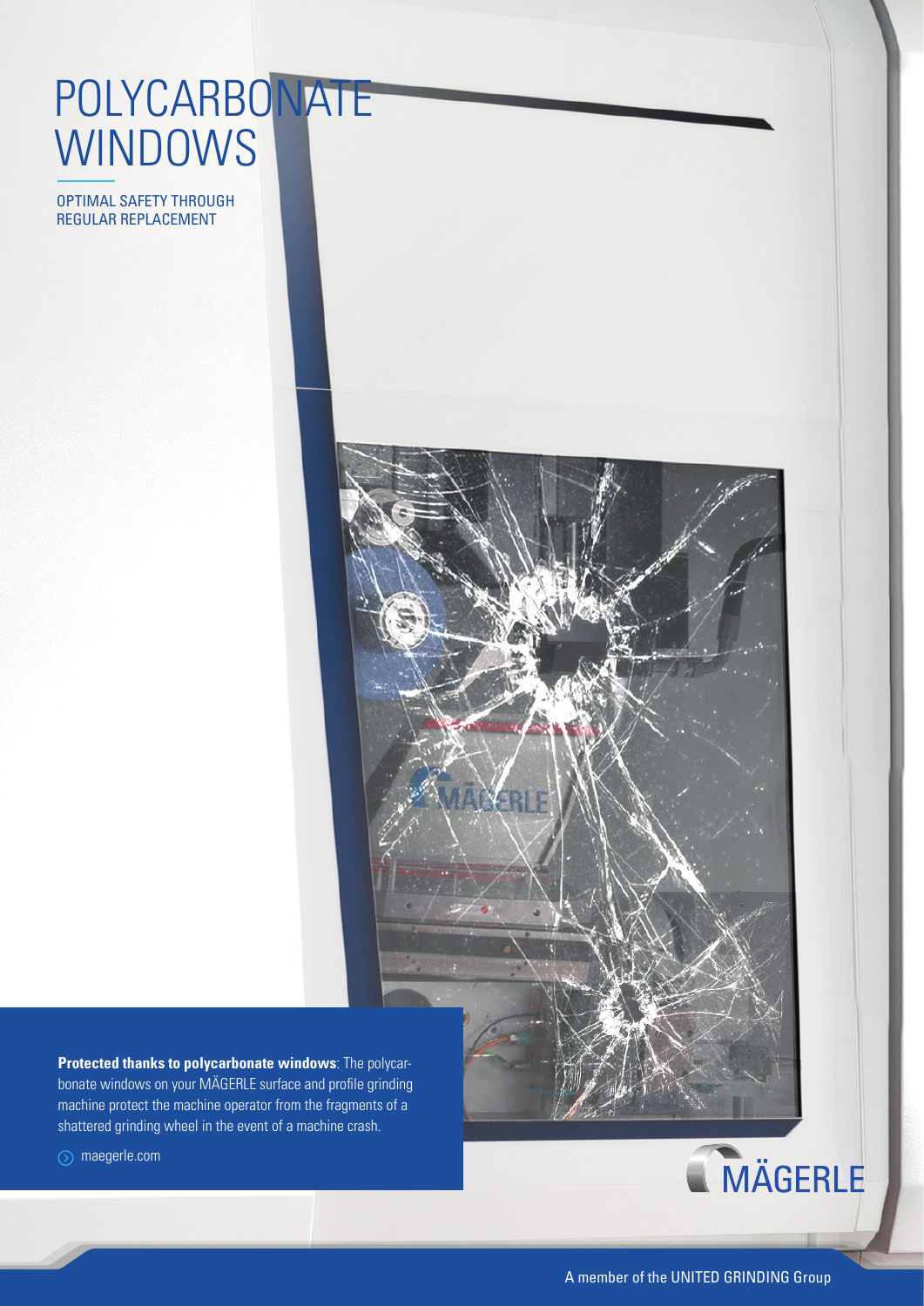# POLYCARBONATE WINDOWS

OPTIMAL SAFETY THROUGH REGULAR REPLACEMENT

**Protected thanks to polycarbonate windows**: The polycarbonate windows on your MÄGERLE surface and profile grinding machine protect the machine operator from the fragments of a shattered grinding wheel in the event of a machine crash.

maegerle.com

MÄGERLE

A member of the UNITED GRINDING Group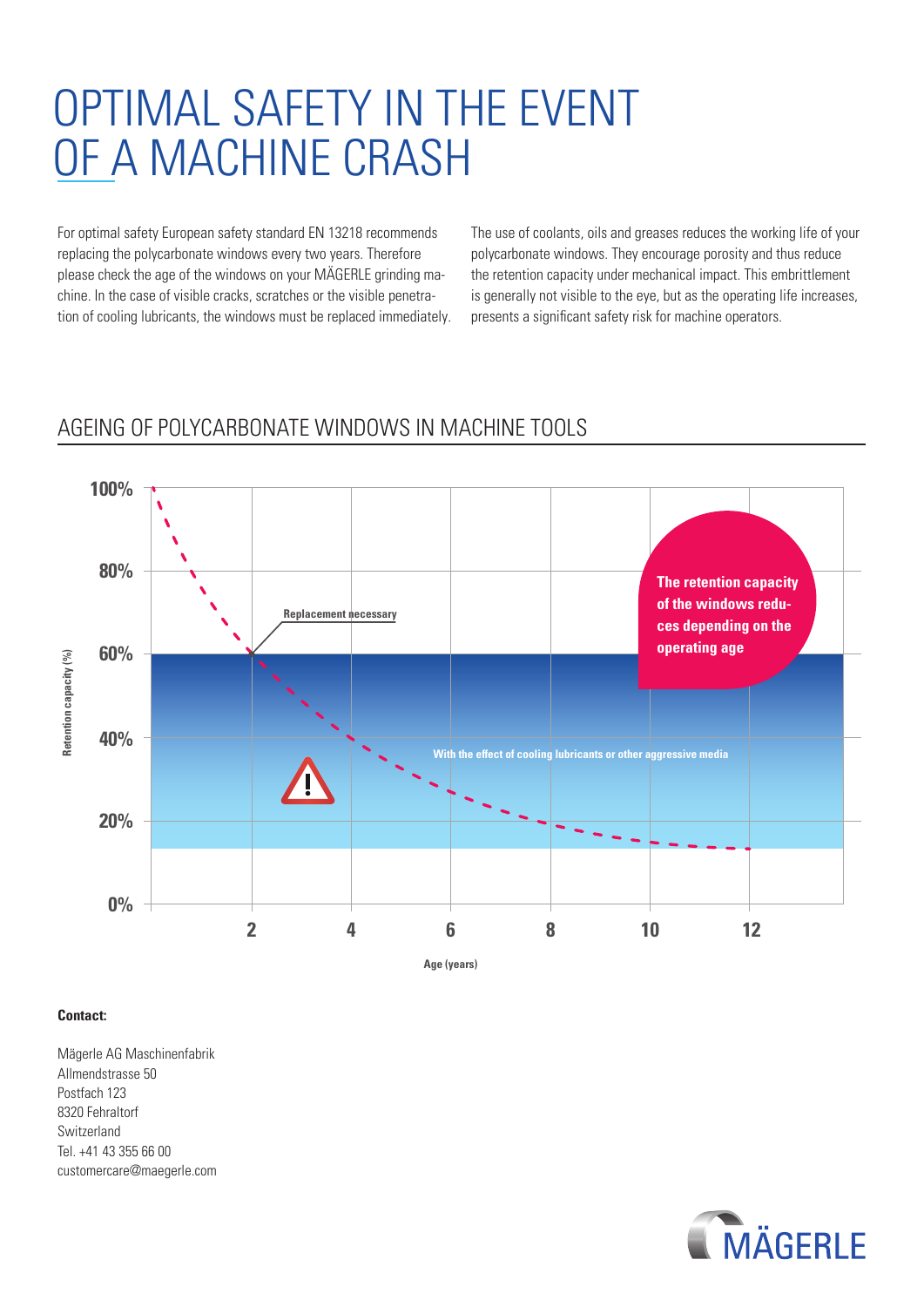# OPTIMAL SAFETY IN THE EVENT OF A MACHINE CRASH

For optimal safety European safety standard EN 13218 recommends replacing the polycarbonate windows every two years. Therefore please check the age of the windows on your MÄGERLE grinding machine. In the case of visible cracks, scratches or the visible penetration of cooling lubricants, the windows must be replaced immediately.

The use of coolants, oils and greases reduces the working life of your polycarbonate windows. They encourage porosity and thus reduce the retention capacity under mechanical impact. This embrittlement is generally not visible to the eye, but as the operating life increases, presents a significant safety risk for machine operators.

## AGEING OF POLYCARBONATE WINDOWS IN MACHINE TOOLS

Retention capacity (%)

100%
80%
60%
40%
20%
0%

Replacement necessary

The retention capacity of the windows reduces depending on the operating age

With the effect of cooling lubricants or other aggressive media

2
4
6
8
10
12

Age (years)

**Contact:**

Mägerle AG Maschinenfabrik
Allmendstrasse 50
Postfach 123
8320 Fehraltorf
Switzerland
Tel. +41 43 355 66 00
customercare@maegerle.com

MÄGERLE